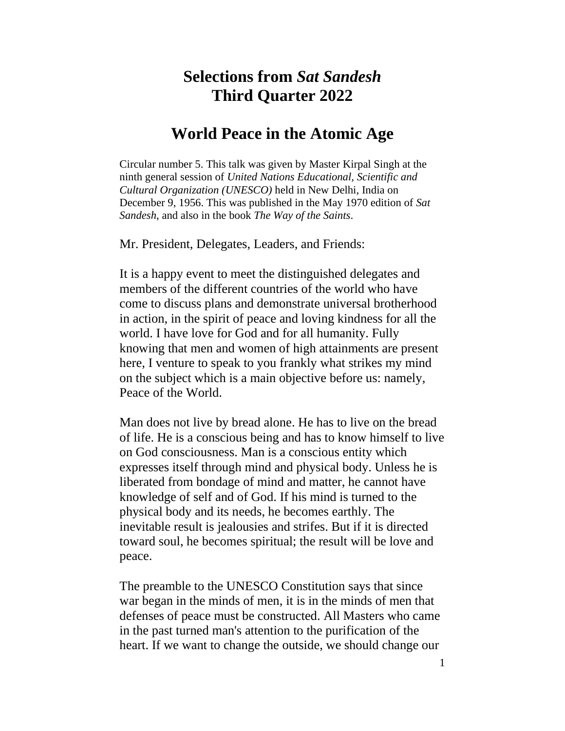# Selections from *Sat Sandesh*
# Third Quarter 2022

## World Peace in the Atomic Age

Circular number 5. This talk was given by Master Kirpal Singh at the ninth general session of *United Nations Educational, Scientific and Cultural Organization (UNESCO)* held in New Delhi, India on December 9, 1956. This was published in the May 1970 edition of *Sat Sandesh*, and also in the book *The Way of the Saints*.

Mr. President, Delegates, Leaders, and Friends:

It is a happy event to meet the distinguished delegates and members of the different countries of the world who have come to discuss plans and demonstrate universal brotherhood in action, in the spirit of peace and loving kindness for all the world. I have love for God and for all humanity. Fully knowing that men and women of high attainments are present here, I venture to speak to you frankly what strikes my mind on the subject which is a main objective before us: namely, Peace of the World.

Man does not live by bread alone. He has to live on the bread of life. He is a conscious being and has to know himself to live on God consciousness. Man is a conscious entity which expresses itself through mind and physical body. Unless he is liberated from bondage of mind and matter, he cannot have knowledge of self and of God. If his mind is turned to the physical body and its needs, he becomes earthly. The inevitable result is jealousies and strifes. But if it is directed toward soul, he becomes spiritual; the result will be love and peace.

The preamble to the UNESCO Constitution says that since war began in the minds of men, it is in the minds of men that defenses of peace must be constructed. All Masters who came in the past turned man's attention to the purification of the heart. If we want to change the outside, we should change our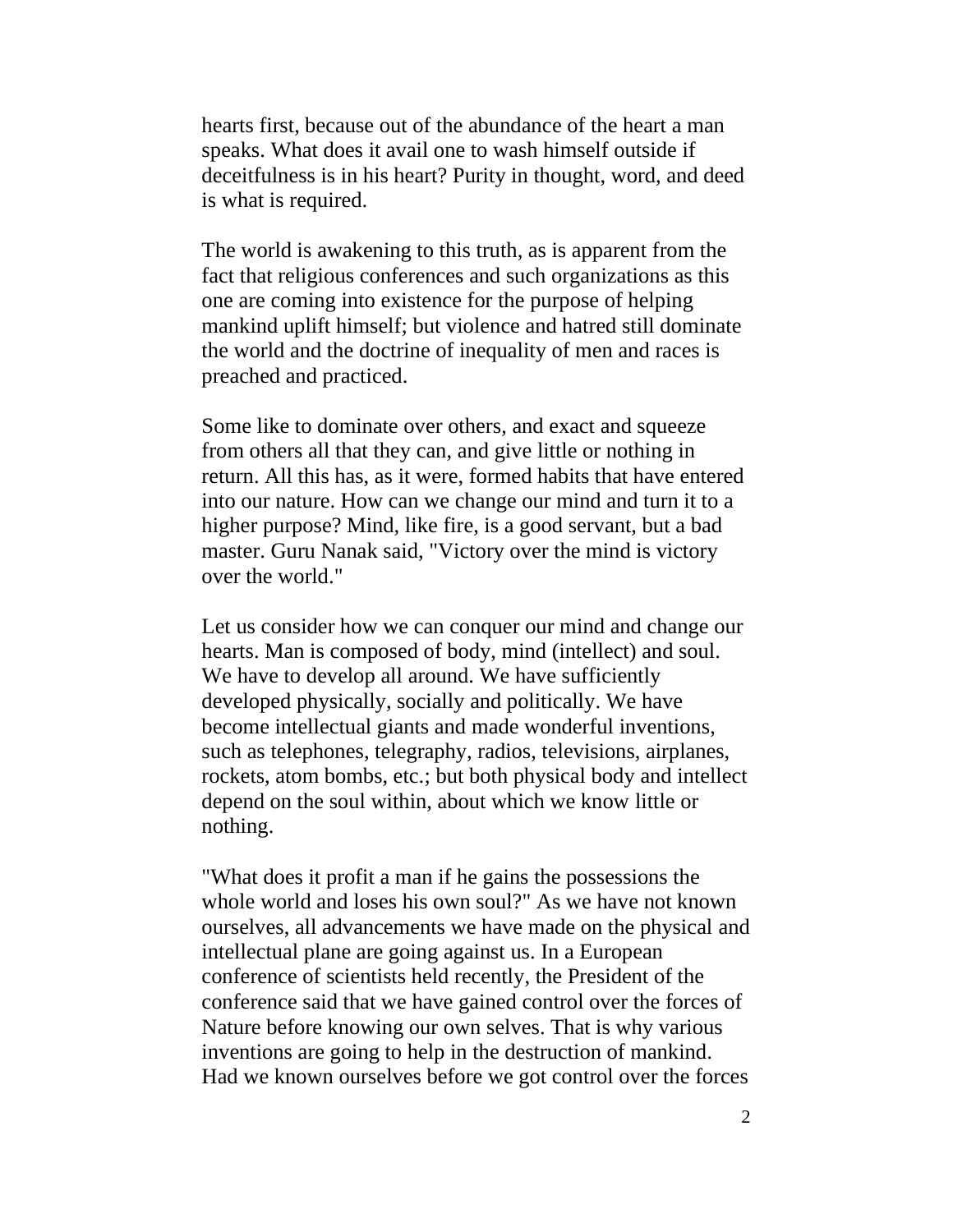hearts first, because out of the abundance of the heart a man speaks. What does it avail one to wash himself outside if deceitfulness is in his heart? Purity in thought, word, and deed is what is required.

The world is awakening to this truth, as is apparent from the fact that religious conferences and such organizations as this one are coming into existence for the purpose of helping mankind uplift himself; but violence and hatred still dominate the world and the doctrine of inequality of men and races is preached and practiced.

Some like to dominate over others, and exact and squeeze from others all that they can, and give little or nothing in return. All this has, as it were, formed habits that have entered into our nature. How can we change our mind and turn it to a higher purpose? Mind, like fire, is a good servant, but a bad master. Guru Nanak said, "Victory over the mind is victory over the world."

Let us consider how we can conquer our mind and change our hearts. Man is composed of body, mind (intellect) and soul. We have to develop all around. We have sufficiently developed physically, socially and politically. We have become intellectual giants and made wonderful inventions, such as telephones, telegraphy, radios, televisions, airplanes, rockets, atom bombs, etc.; but both physical body and intellect depend on the soul within, about which we know little or nothing.

"What does it profit a man if he gains the possessions the whole world and loses his own soul?" As we have not known ourselves, all advancements we have made on the physical and intellectual plane are going against us. In a European conference of scientists held recently, the President of the conference said that we have gained control over the forces of Nature before knowing our own selves. That is why various inventions are going to help in the destruction of mankind. Had we known ourselves before we got control over the forces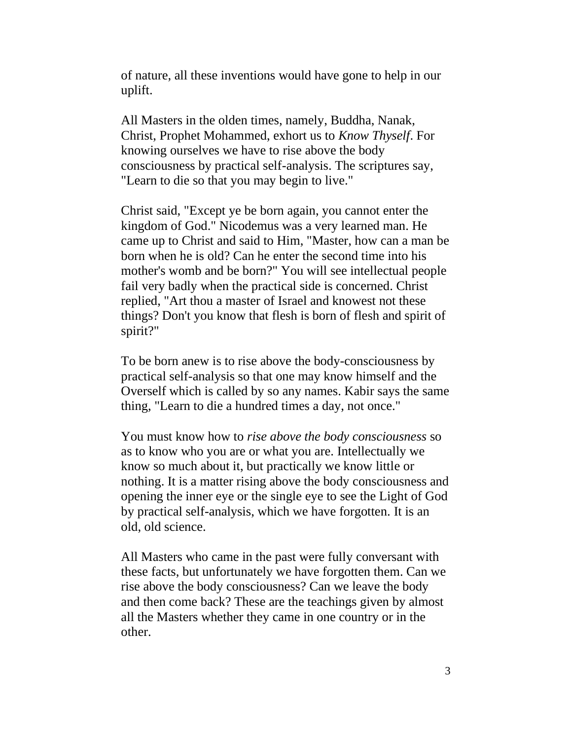of nature, all these inventions would have gone to help in our uplift.

All Masters in the olden times, namely, Buddha, Nanak, Christ, Prophet Mohammed, exhort us to *Know Thyself*. For knowing ourselves we have to rise above the body consciousness by practical self-analysis. The scriptures say, "Learn to die so that you may begin to live."

Christ said, "Except ye be born again, you cannot enter the kingdom of God." Nicodemus was a very learned man. He came up to Christ and said to Him, "Master, how can a man be born when he is old? Can he enter the second time into his mother's womb and be born?" You will see intellectual people fail very badly when the practical side is concerned. Christ replied, "Art thou a master of Israel and knowest not these things? Don't you know that flesh is born of flesh and spirit of spirit?"

To be born anew is to rise above the body-consciousness by practical self-analysis so that one may know himself and the Overself which is called by so any names. Kabir says the same thing, "Learn to die a hundred times a day, not once."

You must know how to *rise above the body consciousness* so as to know who you are or what you are. Intellectually we know so much about it, but practically we know little or nothing. It is a matter rising above the body consciousness and opening the inner eye or the single eye to see the Light of God by practical self-analysis, which we have forgotten. It is an old, old science.

All Masters who came in the past were fully conversant with these facts, but unfortunately we have forgotten them. Can we rise above the body consciousness? Can we leave the body and then come back? These are the teachings given by almost all the Masters whether they came in one country or in the other.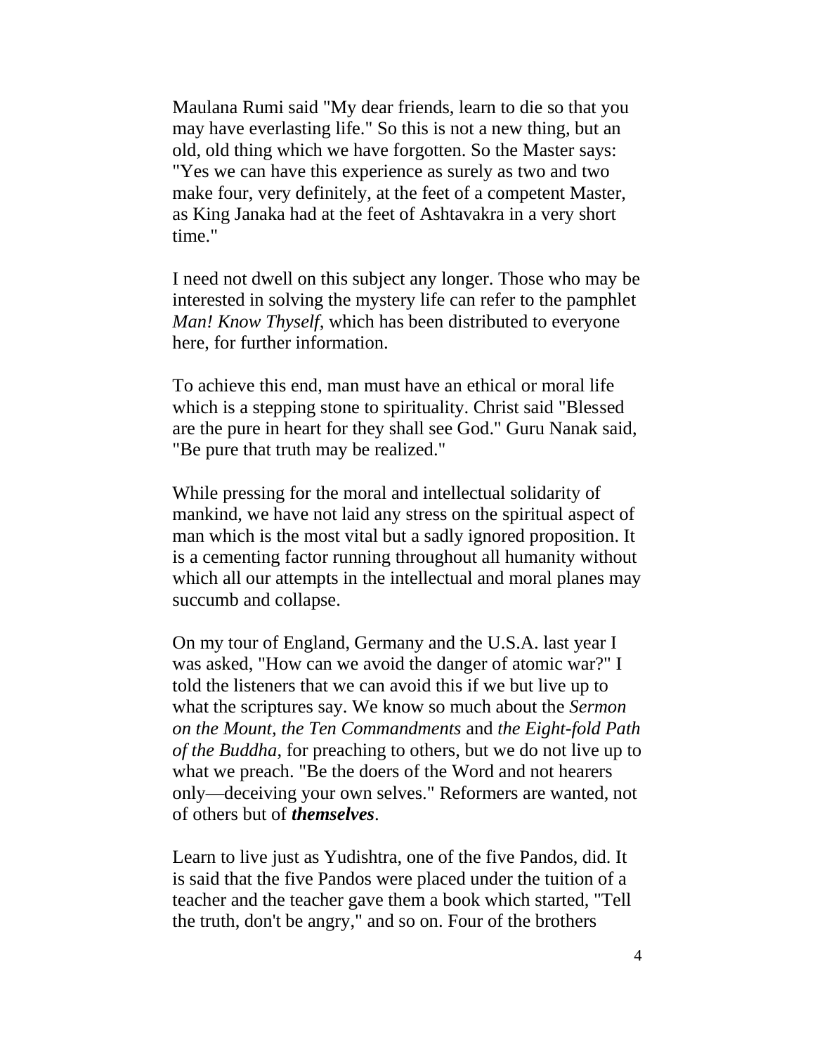Maulana Rumi said "My dear friends, learn to die so that you may have everlasting life." So this is not a new thing, but an old, old thing which we have forgotten. So the Master says: "Yes we can have this experience as surely as two and two make four, very definitely, at the feet of a competent Master, as King Janaka had at the feet of Ashtavakra in a very short time."

I need not dwell on this subject any longer. Those who may be interested in solving the mystery life can refer to the pamphlet *Man! Know Thyself,* which has been distributed to everyone here, for further information.

To achieve this end, man must have an ethical or moral life which is a stepping stone to spirituality. Christ said "Blessed are the pure in heart for they shall see God." Guru Nanak said, "Be pure that truth may be realized."

While pressing for the moral and intellectual solidarity of mankind, we have not laid any stress on the spiritual aspect of man which is the most vital but a sadly ignored proposition. It is a cementing factor running throughout all humanity without which all our attempts in the intellectual and moral planes may succumb and collapse.

On my tour of England, Germany and the U.S.A. last year I was asked, "How can we avoid the danger of atomic war?" I told the listeners that we can avoid this if we but live up to what the scriptures say. We know so much about the *Sermon on the Mount, the Ten Commandments* and *the Eight-fold Path of the Buddha*, for preaching to others, but we do not live up to what we preach. "Be the doers of the Word and not hearers only—deceiving your own selves." Reformers are wanted, not of others but of ***themselves***.

Learn to live just as Yudishtra, one of the five Pandos, did. It is said that the five Pandos were placed under the tuition of a teacher and the teacher gave them a book which started, "Tell the truth, don't be angry," and so on. Four of the brothers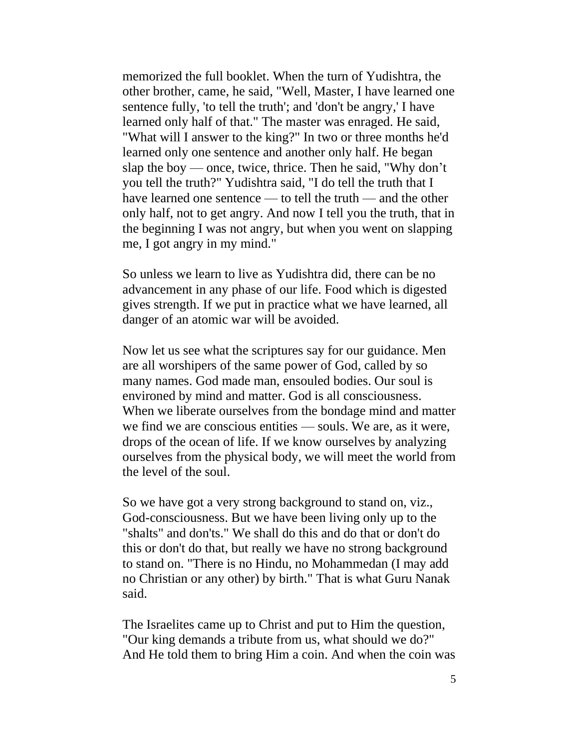memorized the full booklet. When the turn of Yudishtra, the other brother, came, he said, "Well, Master, I have learned one sentence fully, 'to tell the truth'; and 'don't be angry,' I have learned only half of that." The master was enraged. He said, "What will I answer to the king?" In two or three months he'd learned only one sentence and another only half. He began slap the boy — once, twice, thrice. Then he said, "Why don't you tell the truth?" Yudishtra said, "I do tell the truth that I have learned one sentence — to tell the truth — and the other only half, not to get angry. And now I tell you the truth, that in the beginning I was not angry, but when you went on slapping me, I got angry in my mind."

So unless we learn to live as Yudishtra did, there can be no advancement in any phase of our life. Food which is digested gives strength. If we put in practice what we have learned, all danger of an atomic war will be avoided.

Now let us see what the scriptures say for our guidance. Men are all worshipers of the same power of God, called by so many names. God made man, ensouled bodies. Our soul is environed by mind and matter. God is all consciousness. When we liberate ourselves from the bondage mind and matter we find we are conscious entities — souls. We are, as it were, drops of the ocean of life. If we know ourselves by analyzing ourselves from the physical body, we will meet the world from the level of the soul.

So we have got a very strong background to stand on, viz., God-consciousness. But we have been living only up to the "shalts" and don'ts." We shall do this and do that or don't do this or don't do that, but really we have no strong background to stand on. "There is no Hindu, no Mohammedan (I may add no Christian or any other) by birth." That is what Guru Nanak said.

The Israelites came up to Christ and put to Him the question, "Our king demands a tribute from us, what should we do?" And He told them to bring Him a coin. And when the coin was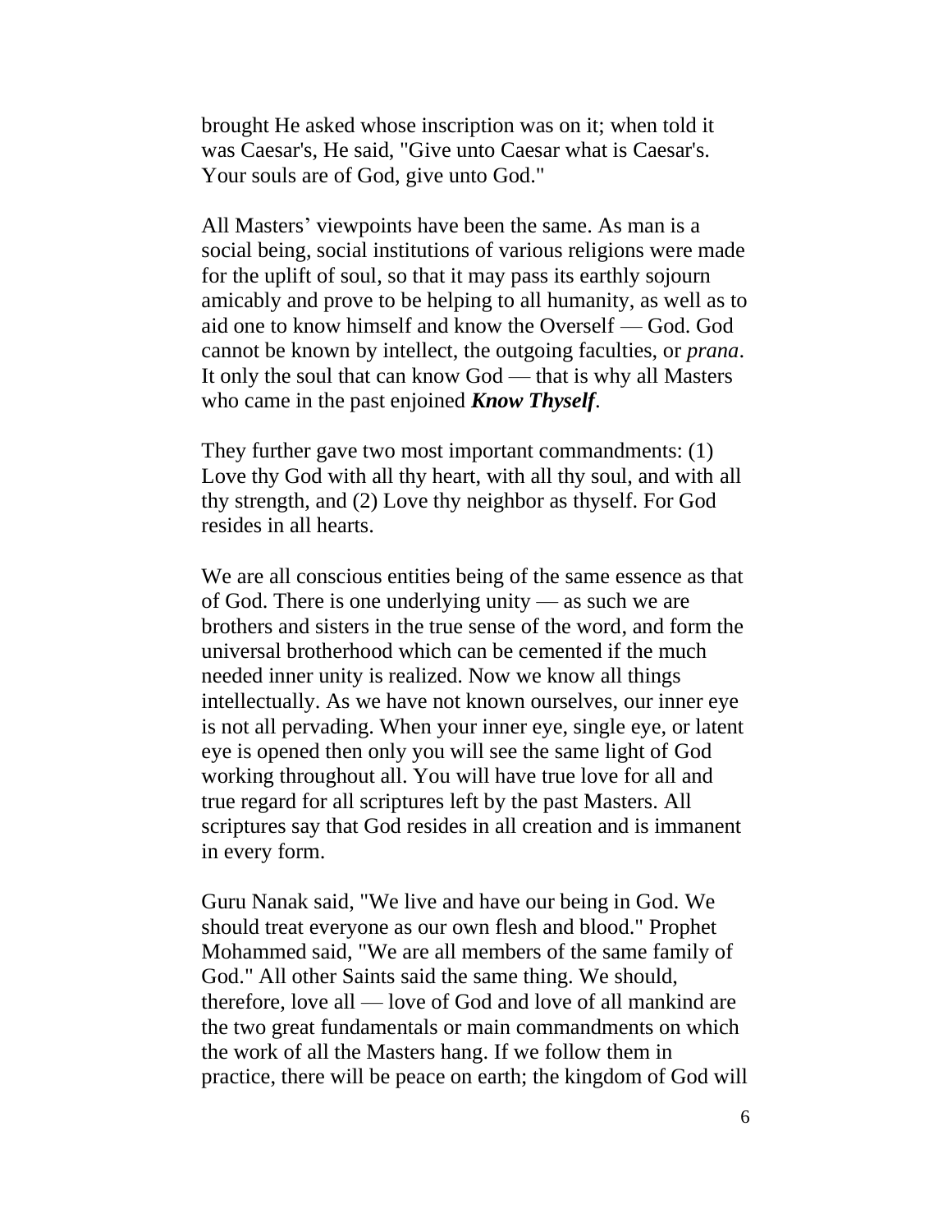brought He asked whose inscription was on it; when told it was Caesar's, He said, "Give unto Caesar what is Caesar's. Your souls are of God, give unto God."

All Masters' viewpoints have been the same. As man is a social being, social institutions of various religions were made for the uplift of soul, so that it may pass its earthly sojourn amicably and prove to be helping to all humanity, as well as to aid one to know himself and know the Overself — God. God cannot be known by intellect, the outgoing faculties, or *prana*. It only the soul that can know God — that is why all Masters who came in the past enjoined ***Know Thyself***.

They further gave two most important commandments: (1) Love thy God with all thy heart, with all thy soul, and with all thy strength, and (2) Love thy neighbor as thyself. For God resides in all hearts.

We are all conscious entities being of the same essence as that of God. There is one underlying unity — as such we are brothers and sisters in the true sense of the word, and form the universal brotherhood which can be cemented if the much needed inner unity is realized. Now we know all things intellectually. As we have not known ourselves, our inner eye is not all pervading. When your inner eye, single eye, or latent eye is opened then only you will see the same light of God working throughout all. You will have true love for all and true regard for all scriptures left by the past Masters. All scriptures say that God resides in all creation and is immanent in every form.

Guru Nanak said, "We live and have our being in God. We should treat everyone as our own flesh and blood." Prophet Mohammed said, "We are all members of the same family of God." All other Saints said the same thing. We should, therefore, love all — love of God and love of all mankind are the two great fundamentals or main commandments on which the work of all the Masters hang. If we follow them in practice, there will be peace on earth; the kingdom of God will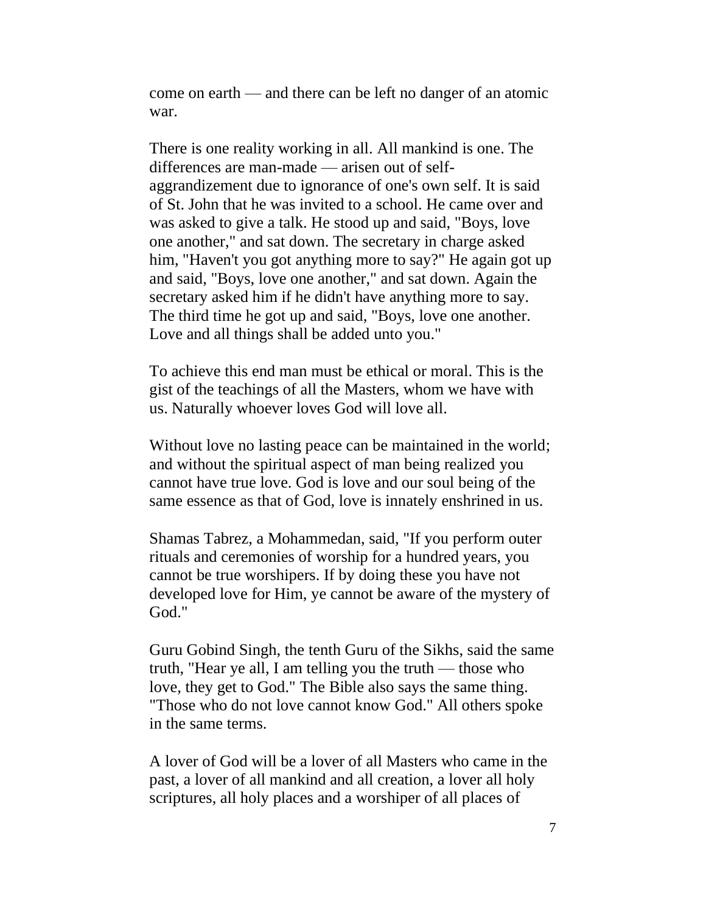come on earth — and there can be left no danger of an atomic war.

There is one reality working in all. All mankind is one. The differences are man-made — arisen out of self-aggrandizement due to ignorance of one's own self. It is said of St. John that he was invited to a school. He came over and was asked to give a talk. He stood up and said, "Boys, love one another," and sat down. The secretary in charge asked him, "Haven't you got anything more to say?" He again got up and said, "Boys, love one another," and sat down. Again the secretary asked him if he didn't have anything more to say. The third time he got up and said, "Boys, love one another. Love and all things shall be added unto you."

To achieve this end man must be ethical or moral. This is the gist of the teachings of all the Masters, whom we have with us. Naturally whoever loves God will love all.

Without love no lasting peace can be maintained in the world; and without the spiritual aspect of man being realized you cannot have true love. God is love and our soul being of the same essence as that of God, love is innately enshrined in us.

Shamas Tabrez, a Mohammedan, said, "If you perform outer rituals and ceremonies of worship for a hundred years, you cannot be true worshipers. If by doing these you have not developed love for Him, ye cannot be aware of the mystery of God."

Guru Gobind Singh, the tenth Guru of the Sikhs, said the same truth, "Hear ye all, I am telling you the truth — those who love, they get to God." The Bible also says the same thing. "Those who do not love cannot know God." All others spoke in the same terms.

A lover of God will be a lover of all Masters who came in the past, a lover of all mankind and all creation, a lover all holy scriptures, all holy places and a worshiper of all places of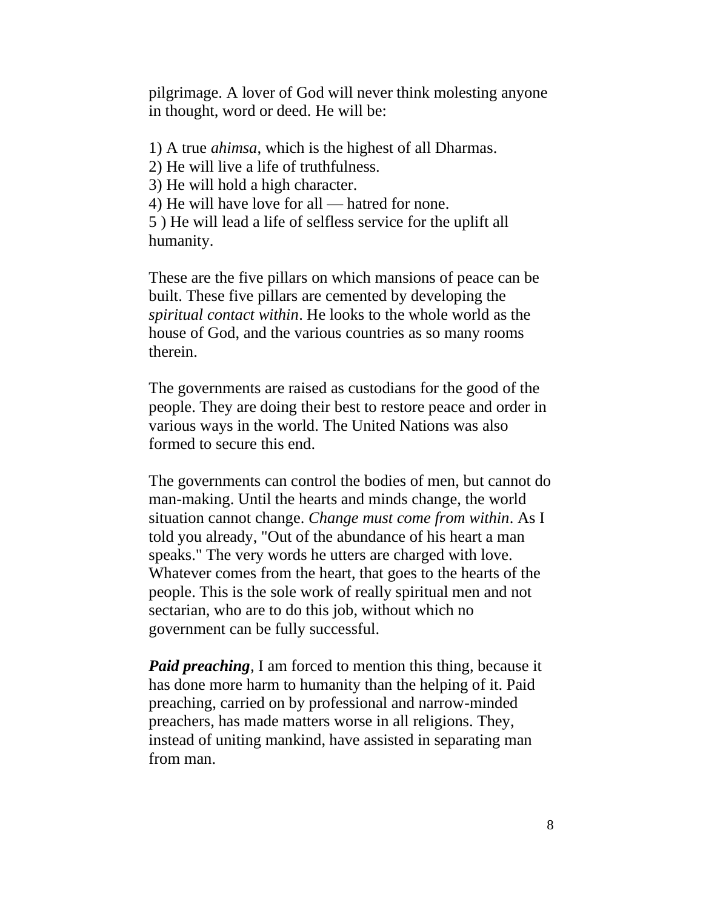pilgrimage. A lover of God will never think molesting anyone in thought, word or deed. He will be:

1) A true *ahimsa*, which is the highest of all Dharmas.
2) He will live a life of truthfulness.
3) He will hold a high character.
4) He will have love for all — hatred for none.
5 ) He will lead a life of selfless service for the uplift all humanity.

These are the five pillars on which mansions of peace can be built. These five pillars are cemented by developing the *spiritual contact within*. He looks to the whole world as the house of God, and the various countries as so many rooms therein.

The governments are raised as custodians for the good of the people. They are doing their best to restore peace and order in various ways in the world. The United Nations was also formed to secure this end.

The governments can control the bodies of men, but cannot do man-making. Until the hearts and minds change, the world situation cannot change. *Change must come from within*. As I told you already, "Out of the abundance of his heart a man speaks." The very words he utters are charged with love. Whatever comes from the heart, that goes to the hearts of the people. This is the sole work of really spiritual men and not sectarian, who are to do this job, without which no government can be fully successful.

***Paid preaching***, I am forced to mention this thing, because it has done more harm to humanity than the helping of it. Paid preaching, carried on by professional and narrow-minded preachers, has made matters worse in all religions. They, instead of uniting mankind, have assisted in separating man from man.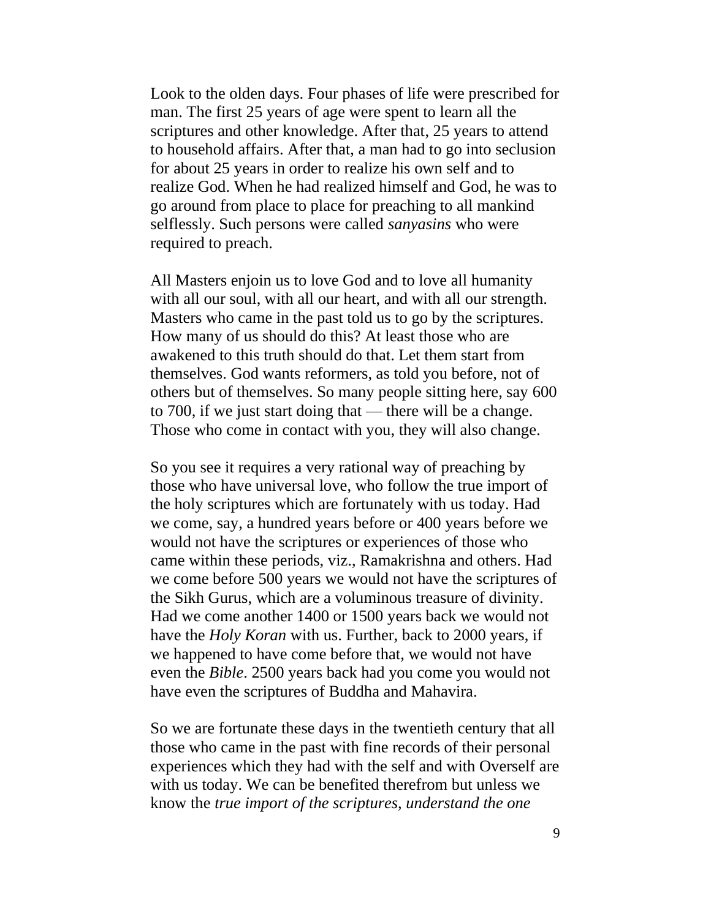Look to the olden days. Four phases of life were prescribed for man. The first 25 years of age were spent to learn all the scriptures and other knowledge. After that, 25 years to attend to household affairs. After that, a man had to go into seclusion for about 25 years in order to realize his own self and to realize God. When he had realized himself and God, he was to go around from place to place for preaching to all mankind selflessly. Such persons were called *sanyasins* who were required to preach.

All Masters enjoin us to love God and to love all humanity with all our soul, with all our heart, and with all our strength. Masters who came in the past told us to go by the scriptures. How many of us should do this? At least those who are awakened to this truth should do that. Let them start from themselves. God wants reformers, as told you before, not of others but of themselves. So many people sitting here, say 600 to 700, if we just start doing that — there will be a change. Those who come in contact with you, they will also change.

So you see it requires a very rational way of preaching by those who have universal love, who follow the true import of the holy scriptures which are fortunately with us today. Had we come, say, a hundred years before or 400 years before we would not have the scriptures or experiences of those who came within these periods, viz., Ramakrishna and others. Had we come before 500 years we would not have the scriptures of the Sikh Gurus, which are a voluminous treasure of divinity. Had we come another 1400 or 1500 years back we would not have the *Holy Koran* with us. Further, back to 2000 years, if we happened to have come before that, we would not have even the *Bible*. 2500 years back had you come you would not have even the scriptures of Buddha and Mahavira.

So we are fortunate these days in the twentieth century that all those who came in the past with fine records of their personal experiences which they had with the self and with Overself are with us today. We can be benefited therefrom but unless we know the *true import of the scriptures, understand the one*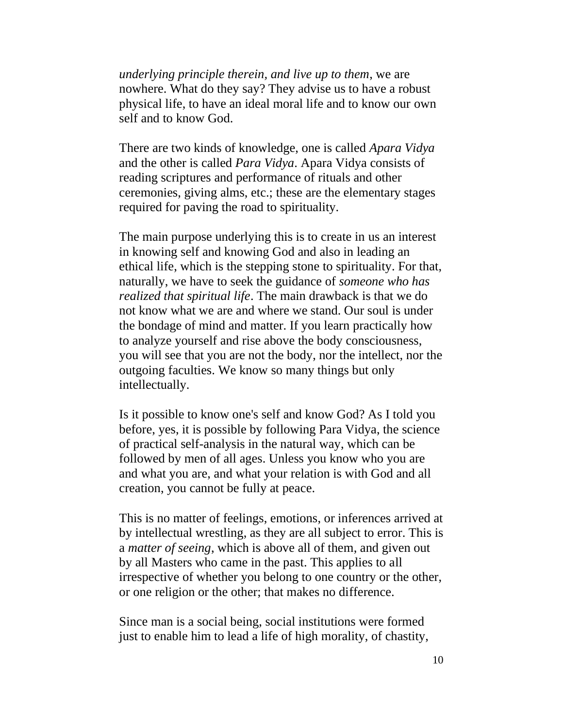*underlying principle therein, and live up to them*, we are nowhere. What do they say? They advise us to have a robust physical life, to have an ideal moral life and to know our own self and to know God.

There are two kinds of knowledge, one is called *Apara Vidya* and the other is called *Para Vidya*. Apara Vidya consists of reading scriptures and performance of rituals and other ceremonies, giving alms, etc.; these are the elementary stages required for paving the road to spirituality.

The main purpose underlying this is to create in us an interest in knowing self and knowing God and also in leading an ethical life, which is the stepping stone to spirituality. For that, naturally, we have to seek the guidance of *someone who has realized that spiritual life*. The main drawback is that we do not know what we are and where we stand. Our soul is under the bondage of mind and matter. If you learn practically how to analyze yourself and rise above the body consciousness, you will see that you are not the body, nor the intellect, nor the outgoing faculties. We know so many things but only intellectually.

Is it possible to know one's self and know God? As I told you before, yes, it is possible by following Para Vidya, the science of practical self-analysis in the natural way, which can be followed by men of all ages. Unless you know who you are and what you are, and what your relation is with God and all creation, you cannot be fully at peace.

This is no matter of feelings, emotions, or inferences arrived at by intellectual wrestling, as they are all subject to error. This is a *matter of seeing*, which is above all of them, and given out by all Masters who came in the past. This applies to all irrespective of whether you belong to one country or the other, or one religion or the other; that makes no difference.

Since man is a social being, social institutions were formed just to enable him to lead a life of high morality, of chastity,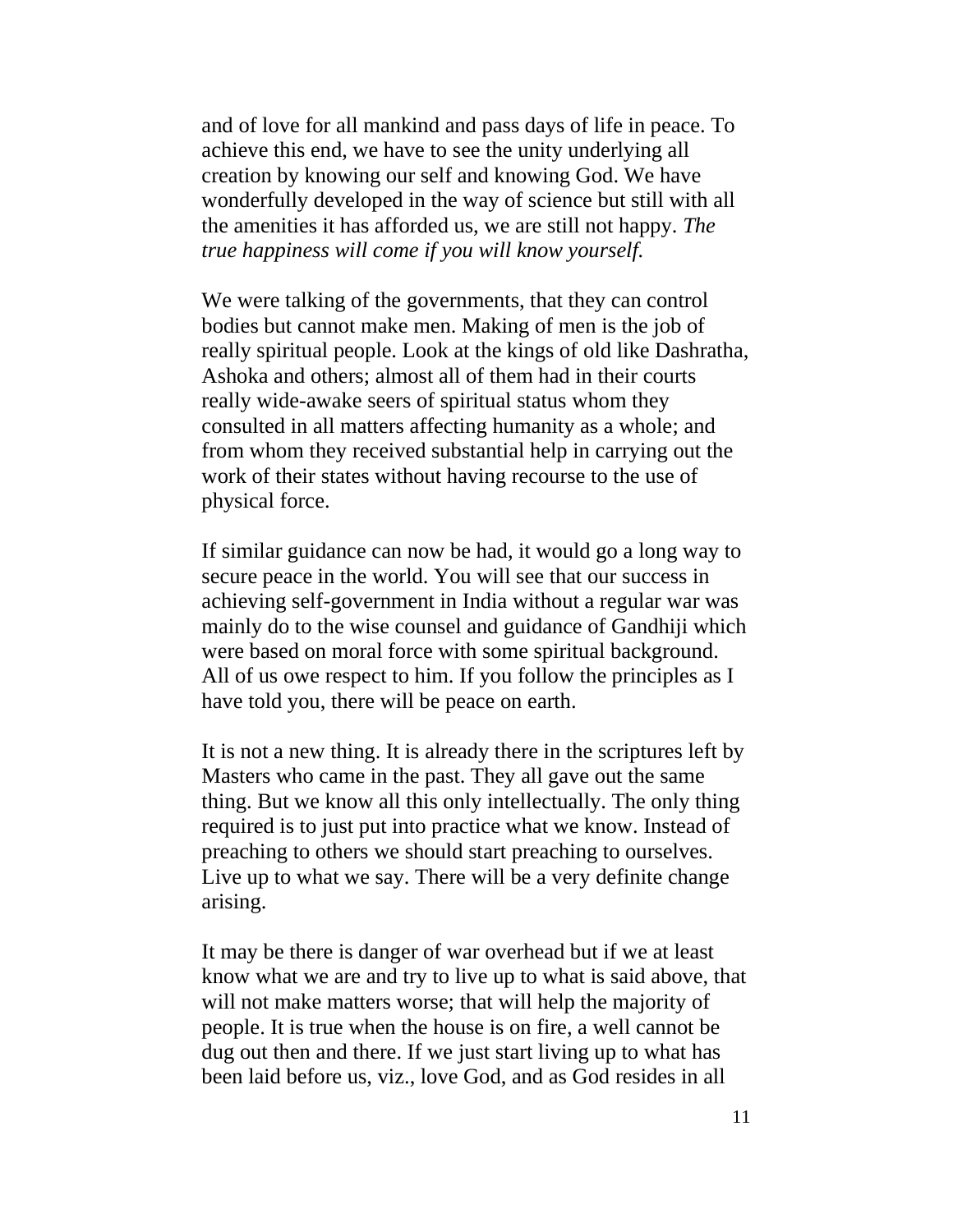and of love for all mankind and pass days of life in peace. To achieve this end, we have to see the unity underlying all creation by knowing our self and knowing God. We have wonderfully developed in the way of science but still with all the amenities it has afforded us, we are still not happy. *The true happiness will come if you will know yourself.*

We were talking of the governments, that they can control bodies but cannot make men. Making of men is the job of really spiritual people. Look at the kings of old like Dashratha, Ashoka and others; almost all of them had in their courts really wide-awake seers of spiritual status whom they consulted in all matters affecting humanity as a whole; and from whom they received substantial help in carrying out the work of their states without having recourse to the use of physical force.

If similar guidance can now be had, it would go a long way to secure peace in the world. You will see that our success in achieving self-government in India without a regular war was mainly do to the wise counsel and guidance of Gandhiji which were based on moral force with some spiritual background. All of us owe respect to him. If you follow the principles as I have told you, there will be peace on earth.

It is not a new thing. It is already there in the scriptures left by Masters who came in the past. They all gave out the same thing. But we know all this only intellectually. The only thing required is to just put into practice what we know. Instead of preaching to others we should start preaching to ourselves. Live up to what we say. There will be a very definite change arising.

It may be there is danger of war overhead but if we at least know what we are and try to live up to what is said above, that will not make matters worse; that will help the majority of people. It is true when the house is on fire, a well cannot be dug out then and there. If we just start living up to what has been laid before us, viz., love God, and as God resides in all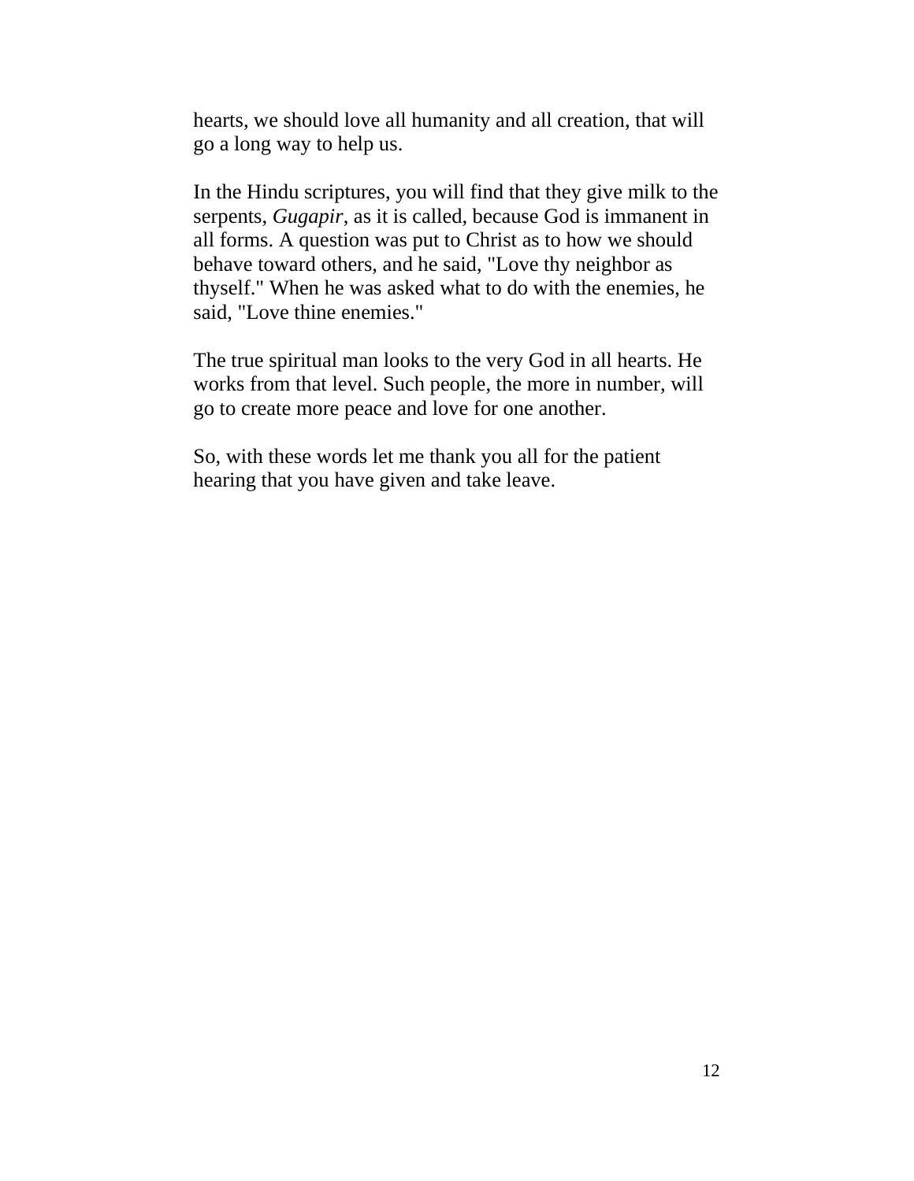hearts, we should love all humanity and all creation, that will go a long way to help us.

In the Hindu scriptures, you will find that they give milk to the serpents, *Gugapir*, as it is called, because God is immanent in all forms. A question was put to Christ as to how we should behave toward others, and he said, "Love thy neighbor as thyself." When he was asked what to do with the enemies, he said, "Love thine enemies."

The true spiritual man looks to the very God in all hearts. He works from that level. Such people, the more in number, will go to create more peace and love for one another.

So, with these words let me thank you all for the patient hearing that you have given and take leave.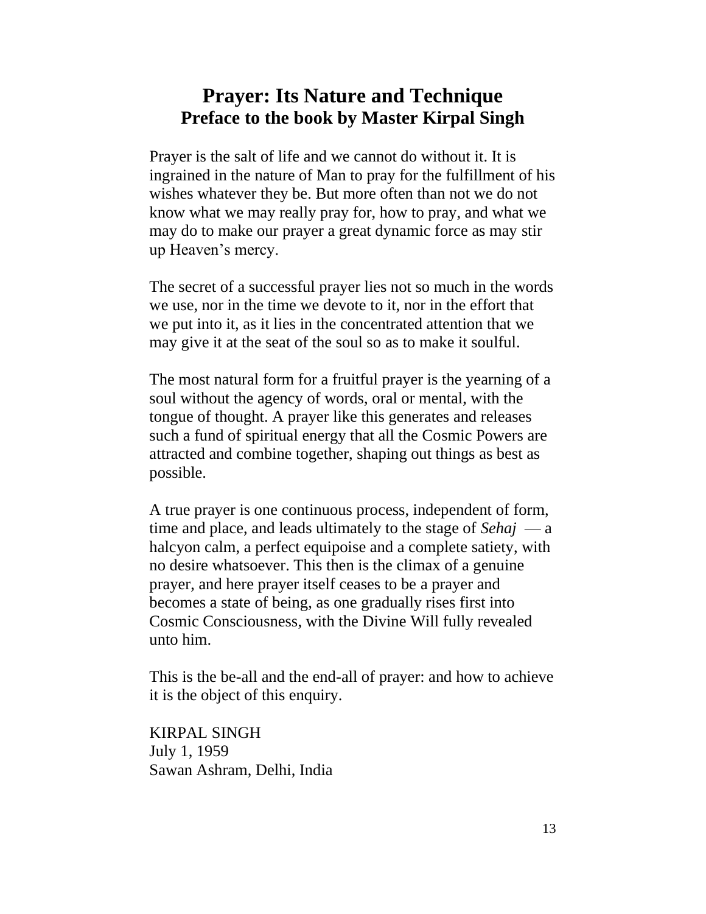# Prayer: Its Nature and Technique

## Preface to the book by Master Kirpal Singh

Prayer is the salt of life and we cannot do without it. It is ingrained in the nature of Man to pray for the fulfillment of his wishes whatever they be. But more often than not we do not know what we may really pray for, how to pray, and what we may do to make our prayer a great dynamic force as may stir up Heaven's mercy.

The secret of a successful prayer lies not so much in the words we use, nor in the time we devote to it, nor in the effort that we put into it, as it lies in the concentrated attention that we may give it at the seat of the soul so as to make it soulful.

The most natural form for a fruitful prayer is the yearning of a soul without the agency of words, oral or mental, with the tongue of thought. A prayer like this generates and releases such a fund of spiritual energy that all the Cosmic Powers are attracted and combine together, shaping out things as best as possible.

A true prayer is one continuous process, independent of form, time and place, and leads ultimately to the stage of *Sehaj* — a halcyon calm, a perfect equipoise and a complete satiety, with no desire whatsoever. This then is the climax of a genuine prayer, and here prayer itself ceases to be a prayer and becomes a state of being, as one gradually rises first into Cosmic Consciousness, with the Divine Will fully revealed unto him.

This is the be-all and the end-all of prayer: and how to achieve it is the object of this enquiry.

KIRPAL SINGH
July 1, 1959
Sawan Ashram, Delhi, India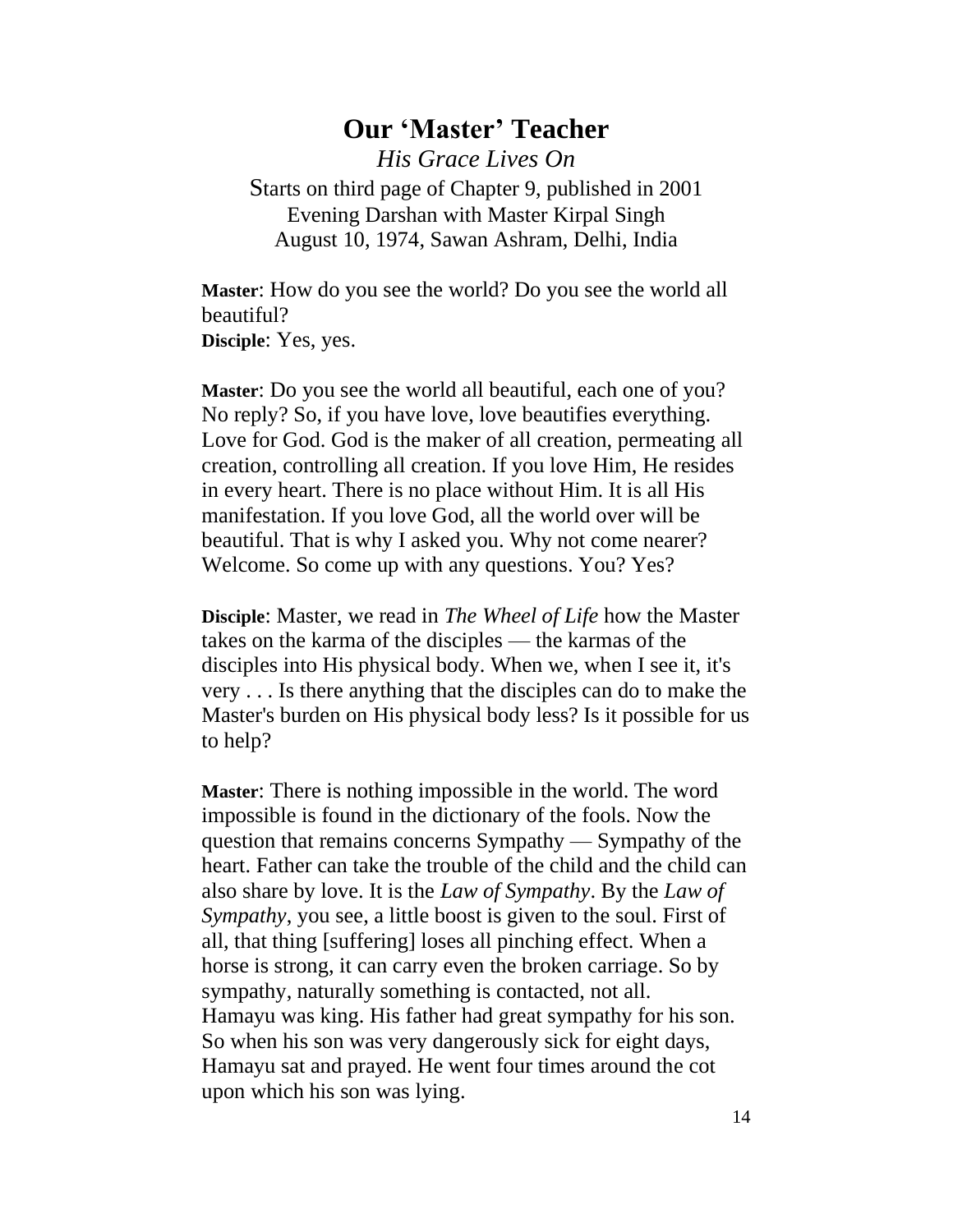# Our 'Master' Teacher

*His Grace Lives On*

Starts on third page of Chapter 9, published in 2001
Evening Darshan with Master Kirpal Singh
August 10, 1974, Sawan Ashram, Delhi, India

**Master**: How do you see the world? Do you see the world all beautiful?
**Disciple**: Yes, yes.

**Master**: Do you see the world all beautiful, each one of you? No reply? So, if you have love, love beautifies everything. Love for God. God is the maker of all creation, permeating all creation, controlling all creation. If you love Him, He resides in every heart. There is no place without Him. It is all His manifestation. If you love God, all the world over will be beautiful. That is why I asked you. Why not come nearer? Welcome. So come up with any questions. You? Yes?

**Disciple**: Master, we read in *The Wheel of Life* how the Master takes on the karma of the disciples — the karmas of the disciples into His physical body. When we, when I see it, it's very . . . Is there anything that the disciples can do to make the Master's burden on His physical body less? Is it possible for us to help?

**Master**: There is nothing impossible in the world. The word impossible is found in the dictionary of the fools. Now the question that remains concerns Sympathy — Sympathy of the heart. Father can take the trouble of the child and the child can also share by love. It is the *Law of Sympathy*. By the *Law of Sympathy*, you see, a little boost is given to the soul. First of all, that thing [suffering] loses all pinching effect. When a horse is strong, it can carry even the broken carriage. So by sympathy, naturally something is contacted, not all. Hamayu was king. His father had great sympathy for his son. So when his son was very dangerously sick for eight days, Hamayu sat and prayed. He went four times around the cot upon which his son was lying.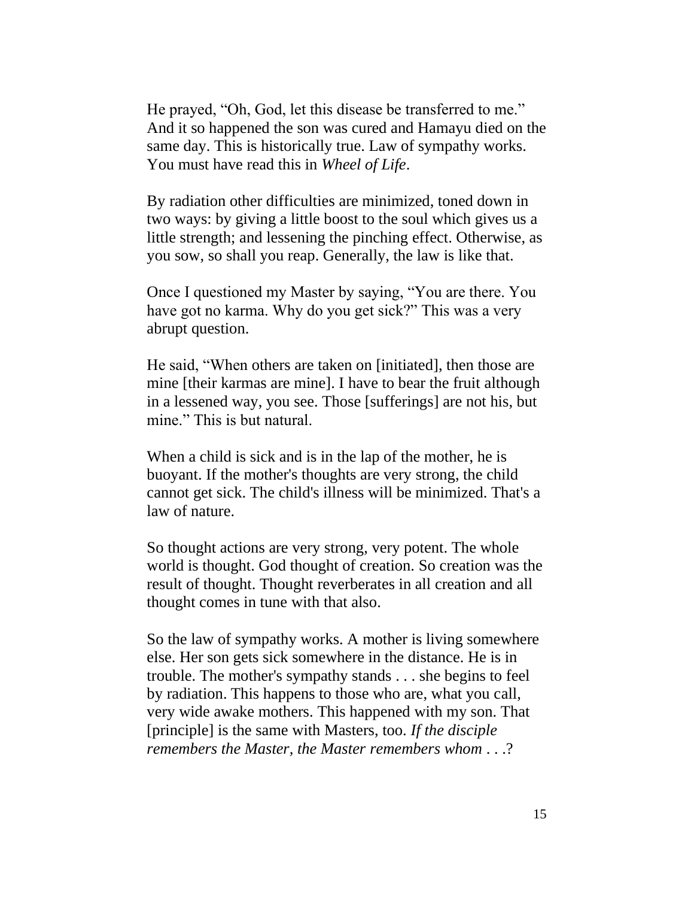He prayed, “Oh, God, let this disease be transferred to me.” And it so happened the son was cured and Hamayu died on the same day. This is historically true. Law of sympathy works. You must have read this in *Wheel of Life*.

By radiation other difficulties are minimized, toned down in two ways: by giving a little boost to the soul which gives us a little strength; and lessening the pinching effect. Otherwise, as you sow, so shall you reap. Generally, the law is like that.

Once I questioned my Master by saying, “You are there. You have got no karma. Why do you get sick?” This was a very abrupt question.

He said, “When others are taken on [initiated], then those are mine [their karmas are mine]. I have to bear the fruit although in a lessened way, you see. Those [sufferings] are not his, but mine.” This is but natural.

When a child is sick and is in the lap of the mother, he is buoyant. If the mother's thoughts are very strong, the child cannot get sick. The child's illness will be minimized. That's a law of nature.

So thought actions are very strong, very potent. The whole world is thought. God thought of creation. So creation was the result of thought. Thought reverberates in all creation and all thought comes in tune with that also.

So the law of sympathy works. A mother is living somewhere else. Her son gets sick somewhere in the distance. He is in trouble. The mother's sympathy stands . . . she begins to feel by radiation. This happens to those who are, what you call, very wide awake mothers. This happened with my son. That [principle] is the same with Masters, too. *If the disciple remembers the Master, the Master remembers whom . . .*?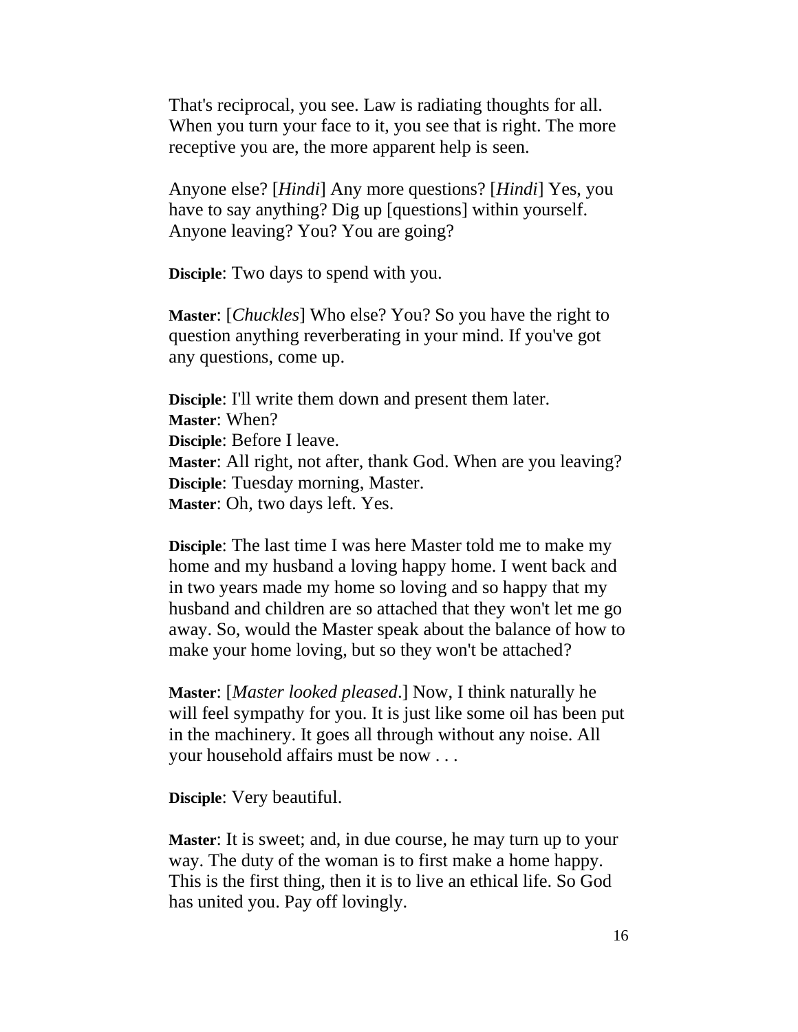That's reciprocal, you see. Law is radiating thoughts for all. When you turn your face to it, you see that is right. The more receptive you are, the more apparent help is seen.

Anyone else? [*Hindi*] Any more questions? [*Hindi*] Yes, you have to say anything? Dig up [questions] within yourself. Anyone leaving? You? You are going?

**Disciple**: Two days to spend with you.

**Master**: [*Chuckles*] Who else? You? So you have the right to question anything reverberating in your mind. If you've got any questions, come up.

**Disciple**: I'll write them down and present them later.
**Master**: When?
**Disciple**: Before I leave.
**Master**: All right, not after, thank God. When are you leaving?
**Disciple**: Tuesday morning, Master.
**Master**: Oh, two days left. Yes.

**Disciple**: The last time I was here Master told me to make my home and my husband a loving happy home. I went back and in two years made my home so loving and so happy that my husband and children are so attached that they won't let me go away. So, would the Master speak about the balance of how to make your home loving, but so they won't be attached?

**Master**: [*Master looked pleased*.] Now, I think naturally he will feel sympathy for you. It is just like some oil has been put in the machinery. It goes all through without any noise. All your household affairs must be now . . .

**Disciple**: Very beautiful.

**Master**: It is sweet; and, in due course, he may turn up to your way. The duty of the woman is to first make a home happy. This is the first thing, then it is to live an ethical life. So God has united you. Pay off lovingly.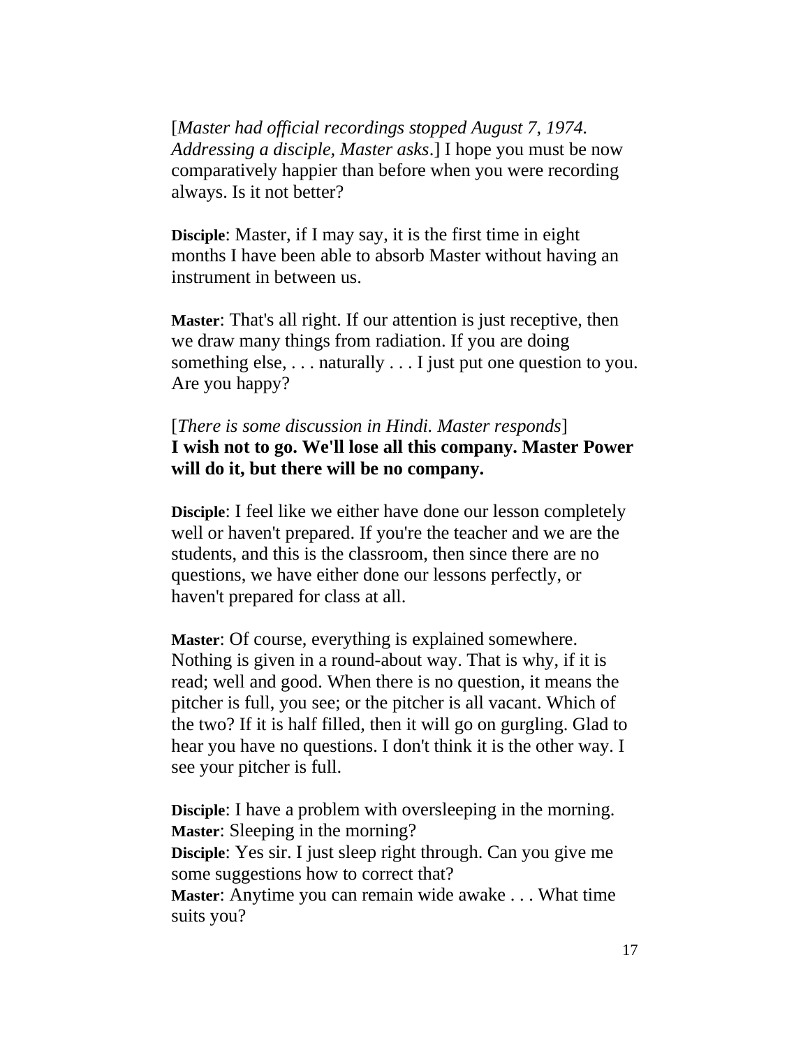[*Master had official recordings stopped August 7, 1974. Addressing a disciple, Master asks*.] I hope you must be now comparatively happier than before when you were recording always. Is it not better?

**Disciple**: Master, if I may say, it is the first time in eight months I have been able to absorb Master without having an instrument in between us.

**Master**: That's all right. If our attention is just receptive, then we draw many things from radiation. If you are doing something else, . . . naturally . . . I just put one question to you. Are you happy?

[*There is some discussion in Hindi. Master responds*]
**I wish not to go. We'll lose all this company. Master Power will do it, but there will be no company.**

**Disciple**: I feel like we either have done our lesson completely well or haven't prepared. If you're the teacher and we are the students, and this is the classroom, then since there are no questions, we have either done our lessons perfectly, or haven't prepared for class at all.

**Master**: Of course, everything is explained somewhere. Nothing is given in a round-about way. That is why, if it is read; well and good. When there is no question, it means the pitcher is full, you see; or the pitcher is all vacant. Which of the two? If it is half filled, then it will go on gurgling. Glad to hear you have no questions. I don't think it is the other way. I see your pitcher is full.

**Disciple**: I have a problem with oversleeping in the morning.
**Master**: Sleeping in the morning?
**Disciple**: Yes sir. I just sleep right through. Can you give me some suggestions how to correct that?
**Master**: Anytime you can remain wide awake . . . What time suits you?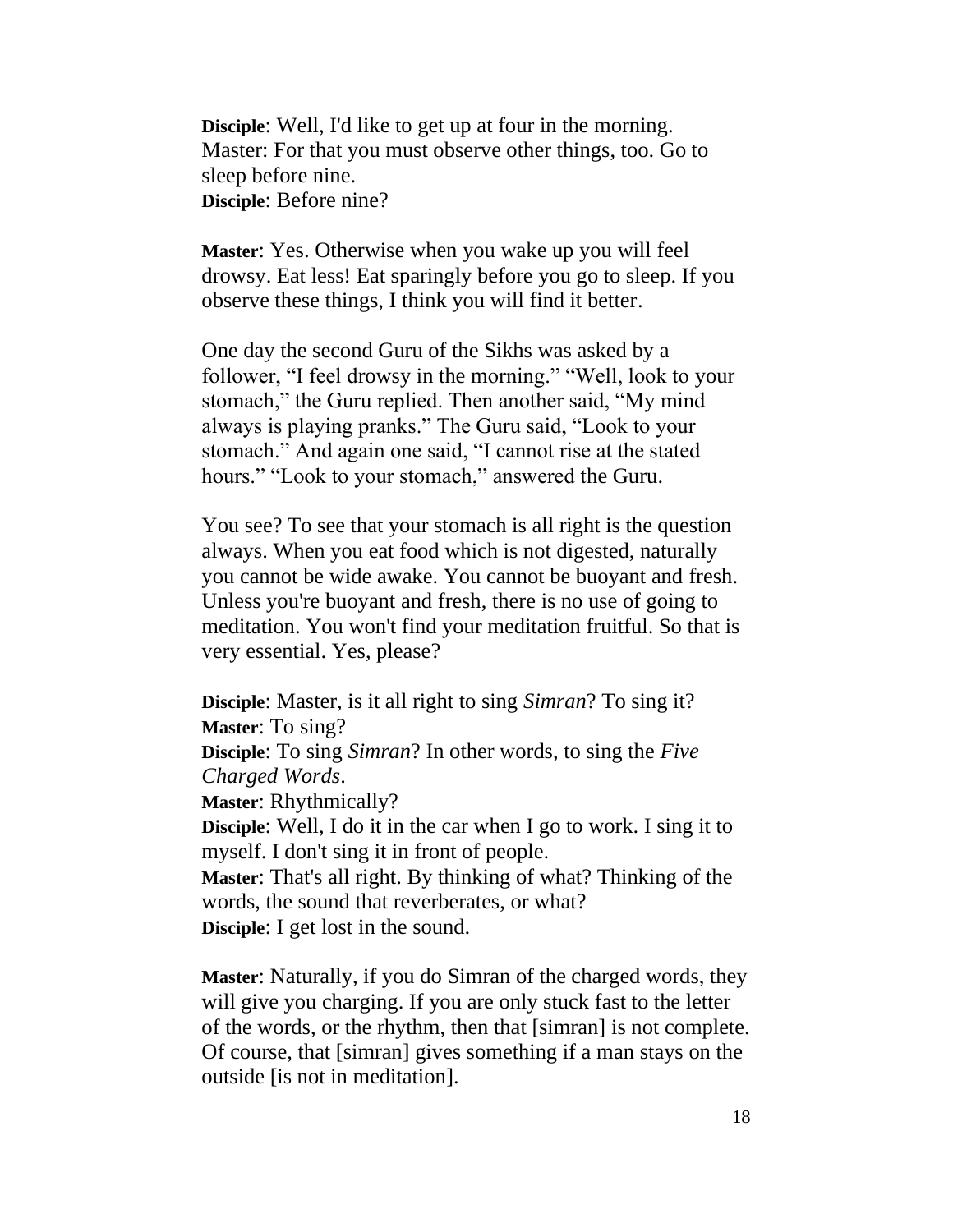**Disciple**: Well, I'd like to get up at four in the morning.
Master: For that you must observe other things, too. Go to sleep before nine.
**Disciple**: Before nine?

**Master**: Yes. Otherwise when you wake up you will feel drowsy. Eat less! Eat sparingly before you go to sleep. If you observe these things, I think you will find it better.

One day the second Guru of the Sikhs was asked by a follower, “I feel drowsy in the morning.” “Well, look to your stomach,” the Guru replied. Then another said, “My mind always is playing pranks.” The Guru said, “Look to your stomach.” And again one said, “I cannot rise at the stated hours.” “Look to your stomach,” answered the Guru.

You see? To see that your stomach is all right is the question always. When you eat food which is not digested, naturally you cannot be wide awake. You cannot be buoyant and fresh. Unless you're buoyant and fresh, there is no use of going to meditation. You won't find your meditation fruitful. So that is very essential. Yes, please?

**Disciple**: Master, is it all right to sing *Simran*? To sing it?
**Master**: To sing?
**Disciple**: To sing *Simran*? In other words, to sing the *Five Charged Words*.
**Master**: Rhythmically?
**Disciple**: Well, I do it in the car when I go to work. I sing it to myself. I don't sing it in front of people.
**Master**: That's all right. By thinking of what? Thinking of the words, the sound that reverberates, or what?
**Disciple**: I get lost in the sound.

**Master**: Naturally, if you do Simran of the charged words, they will give you charging. If you are only stuck fast to the letter of the words, or the rhythm, then that [simran] is not complete. Of course, that [simran] gives something if a man stays on the outside [is not in meditation].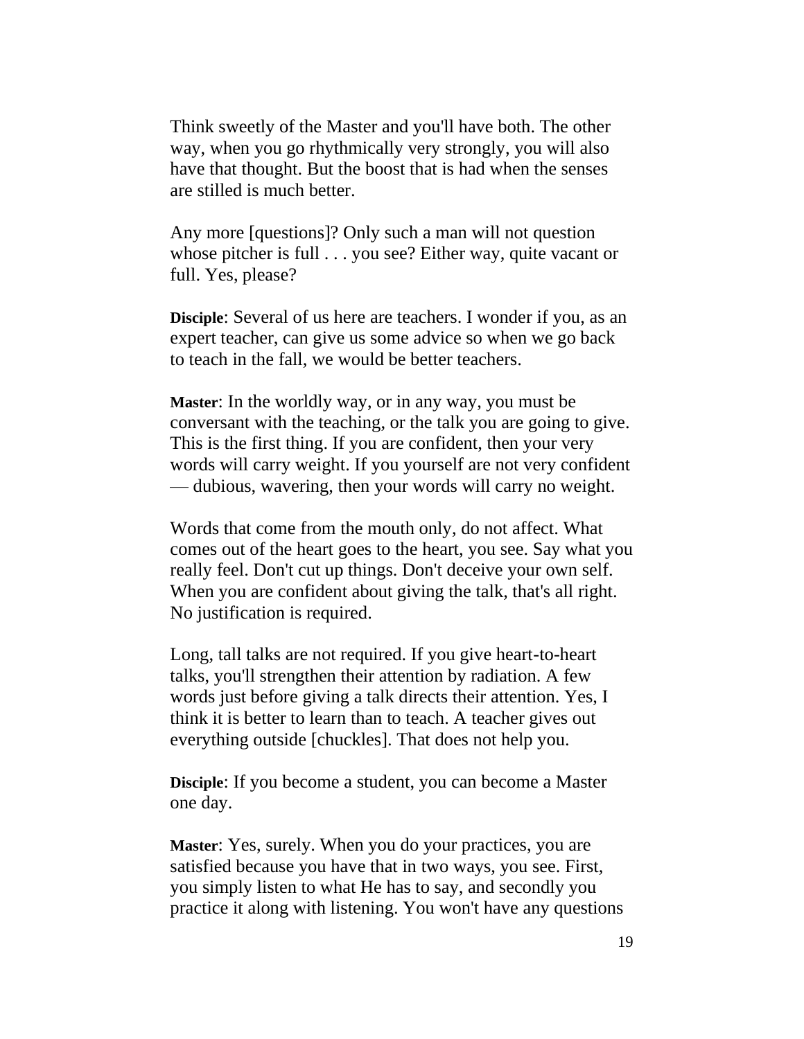Think sweetly of the Master and you'll have both. The other way, when you go rhythmically very strongly, you will also have that thought. But the boost that is had when the senses are stilled is much better.

Any more [questions]? Only such a man will not question whose pitcher is full . . . you see? Either way, quite vacant or full. Yes, please?

**Disciple**: Several of us here are teachers. I wonder if you, as an expert teacher, can give us some advice so when we go back to teach in the fall, we would be better teachers.

**Master**: In the worldly way, or in any way, you must be conversant with the teaching, or the talk you are going to give. This is the first thing. If you are confident, then your very words will carry weight. If you yourself are not very confident — dubious, wavering, then your words will carry no weight.

Words that come from the mouth only, do not affect. What comes out of the heart goes to the heart, you see. Say what you really feel. Don't cut up things. Don't deceive your own self. When you are confident about giving the talk, that's all right. No justification is required.

Long, tall talks are not required. If you give heart-to-heart talks, you'll strengthen their attention by radiation. A few words just before giving a talk directs their attention. Yes, I think it is better to learn than to teach. A teacher gives out everything outside [chuckles]. That does not help you.

**Disciple**: If you become a student, you can become a Master one day.

**Master**: Yes, surely. When you do your practices, you are satisfied because you have that in two ways, you see. First, you simply listen to what He has to say, and secondly you practice it along with listening. You won't have any questions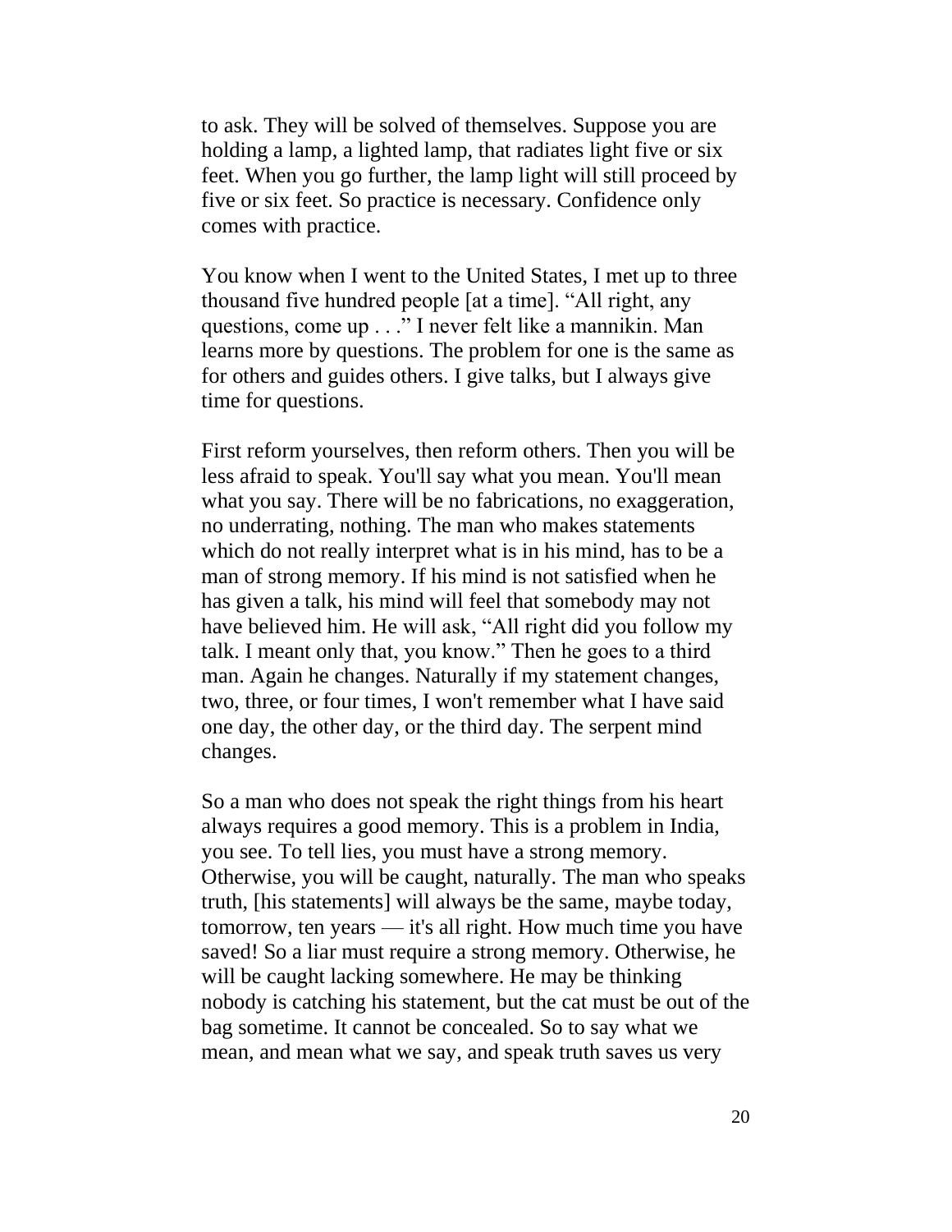to ask. They will be solved of themselves. Suppose you are holding a lamp, a lighted lamp, that radiates light five or six feet. When you go further, the lamp light will still proceed by five or six feet. So practice is necessary. Confidence only comes with practice.

You know when I went to the United States, I met up to three thousand five hundred people [at a time]. "All right, any questions, come up . . ." I never felt like a mannikin. Man learns more by questions. The problem for one is the same as for others and guides others. I give talks, but I always give time for questions.

First reform yourselves, then reform others. Then you will be less afraid to speak. You'll say what you mean. You'll mean what you say. There will be no fabrications, no exaggeration, no underrating, nothing. The man who makes statements which do not really interpret what is in his mind, has to be a man of strong memory. If his mind is not satisfied when he has given a talk, his mind will feel that somebody may not have believed him. He will ask, "All right did you follow my talk. I meant only that, you know." Then he goes to a third man. Again he changes. Naturally if my statement changes, two, three, or four times, I won't remember what I have said one day, the other day, or the third day. The serpent mind changes.

So a man who does not speak the right things from his heart always requires a good memory. This is a problem in India, you see. To tell lies, you must have a strong memory. Otherwise, you will be caught, naturally. The man who speaks truth, [his statements] will always be the same, maybe today, tomorrow, ten years — it's all right. How much time you have saved! So a liar must require a strong memory. Otherwise, he will be caught lacking somewhere. He may be thinking nobody is catching his statement, but the cat must be out of the bag sometime. It cannot be concealed. So to say what we mean, and mean what we say, and speak truth saves us very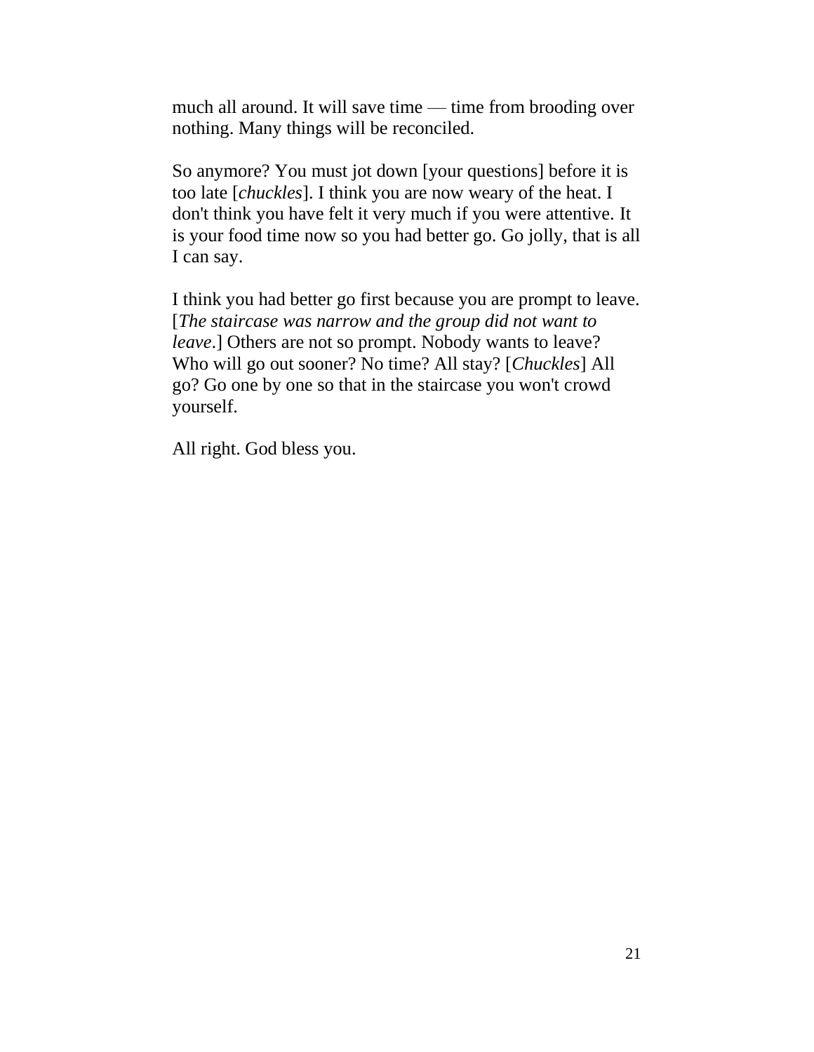much all around. It will save time — time from brooding over nothing. Many things will be reconciled.

So anymore? You must jot down [your questions] before it is too late [*chuckles*]. I think you are now weary of the heat. I don't think you have felt it very much if you were attentive. It is your food time now so you had better go. Go jolly, that is all I can say.

I think you had better go first because you are prompt to leave. [*The staircase was narrow and the group did not want to leave*.] Others are not so prompt. Nobody wants to leave? Who will go out sooner? No time? All stay? [*Chuckles*] All go? Go one by one so that in the staircase you won't crowd yourself.

All right. God bless you.